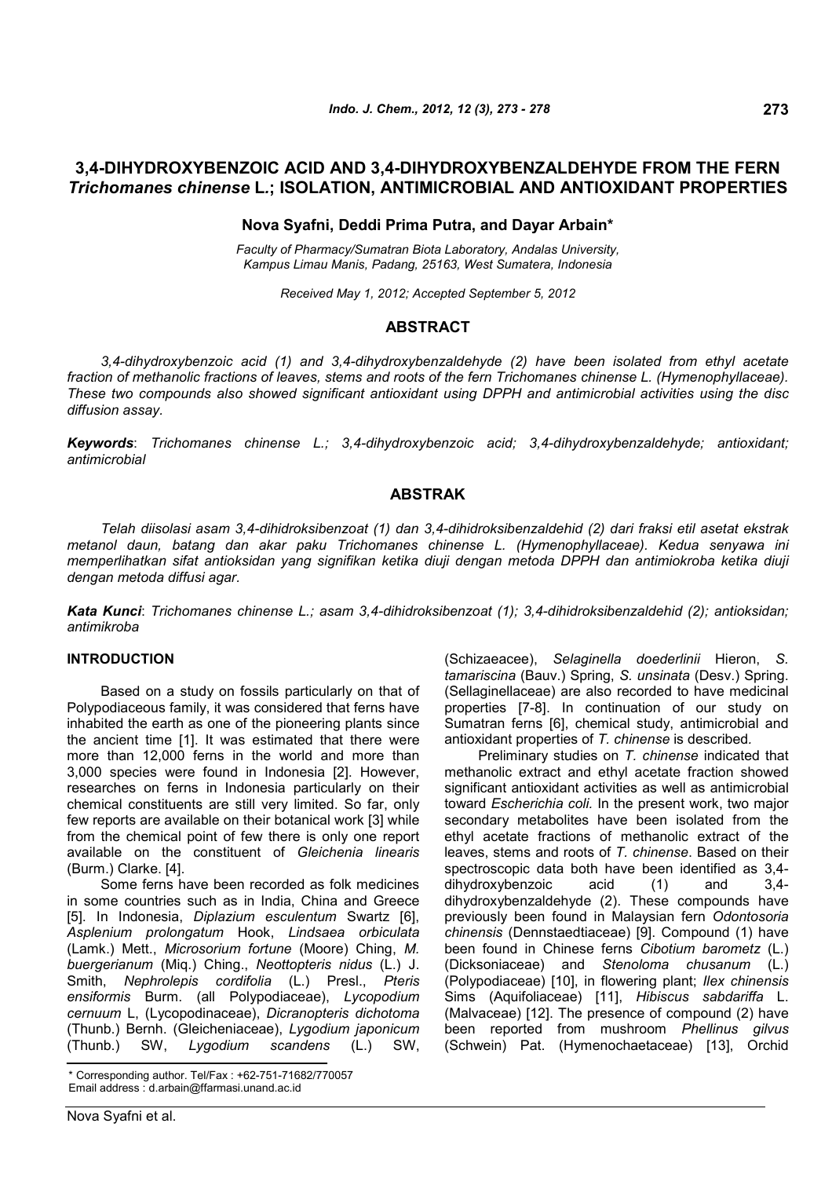# 3,4-DIHYDROXYBENZOIC ACID AND 3,4-DIHYDROXYBENZALDEHYDE FROM THE FERN *Trichomanes chinense* L.; ISOLATION, ANTIMICROBIAL AND ANTIOXIDANT PROPERTIES

**Nova Syafni, Deddi Prima Putra, and Dayar Arbain***

*Faculty of Pharmacy/Sumatran Biota Laboratory, Andalas University, Kampus Limau Manis, Padang, 25163, West Sumatera, Indonesia*

*Received May 1, 2012; Accepted September 5, 2012*

## ABSTRACT

*3,4-dihydroxybenzoic acid (1) and 3,4-dihydroxybenzaldehyde (2) have been isolated from ethyl acetate fraction of methanolic fractions of leaves, stems and roots of the fern Trichomanes chinense L. (Hymenophyllaceae). These two compounds also showed significant antioxidant using DPPH and antimicrobial activities using the disc diffusion assay.*

***Keywords***: *Trichomanes chinense L.; 3,4-dihydroxybenzoic acid; 3,4-dihydroxybenzaldehyde; antioxidant; antimicrobial*

## ABSTRAK

*Telah diisolasi asam 3,4-dihidroksibenzoat (1) dan 3,4-dihidroksibenzaldehid (2) dari fraksi etil asetat ekstrak metanol daun, batang dan akar paku Trichomanes chinense L. (Hymenophyllaceae). Kedua senyawa ini memperlihatkan sifat antioksidan yang signifikan ketika diuji dengan metoda DPPH dan antimiokroba ketika diuji dengan metoda diffusi agar.*

***Kata Kunci***: *Trichomanes chinense L.; asam 3,4-dihidroksibenzoat (1); 3,4-dihidroksibenzaldehid (2); antioksidan; antimikroba*

## INTRODUCTION

Based on a study on fossils particularly on that of Polypodiaceous family, it was considered that ferns have inhabited the earth as one of the pioneering plants since the ancient time [1]. It was estimated that there were more than 12,000 ferns in the world and more than 3,000 species were found in Indonesia [2]. However, researches on ferns in Indonesia particularly on their chemical constituents are still very limited. So far, only few reports are available on their botanical work [3] while from the chemical point of few there is only one report available on the constituent of *Gleichenia linearis* (Burm.) Clarke. [4].

Some ferns have been recorded as folk medicines in some countries such as in India, China and Greece [5]. In Indonesia, *Diplazium esculentum* Swartz [6], *Asplenium prolongatum* Hook, *Lindsaea orbiculata* (Lamk.) Mett., *Microsorium fortune* (Moore) Ching, *M. buergerianum* (Miq.) Ching., *Neottopteris nidus* (L.) J. Smith, *Nephrolepis cordifolia* (L.) Presl., *Pteris ensiformis* Burm. (all Polypodiaceae), *Lycopodium cernuum* L, (Lycopodinaceae), *Dicranopteris dichotoma* (Thunb.) Bernh. (Gleicheniaceae), *Lygodium japonicum* (Thunb.) SW, *Lygodium scandens* (L.) SW, (Schizaeacee), *Selaginella doederlinii* Hieron, *S. tamariscina* (Bauv.) Spring, *S. unsinata* (Desv.) Spring. (Sellaginellaceae) are also recorded to have medicinal properties [7-8]. In continuation of our study on Sumatran ferns [6], chemical study, antimicrobial and antioxidant properties of *T. chinense* is described.

Preliminary studies on *T. chinense* indicated that methanolic extract and ethyl acetate fraction showed significant antioxidant activities as well as antimicrobial toward *Escherichia coli.* In the present work, two major secondary metabolites have been isolated from the ethyl acetate fractions of methanolic extract of the leaves, stems and roots of *T. chinense*. Based on their spectroscopic data both have been identified as 3,4-dihydroxybenzoic acid (1) and 3,4-dihydroxybenzaldehyde (2). These compounds have previously been found in Malaysian fern *Odontosoria chinensis* (Dennstaedtiaceae) [9]. Compound (1) have been found in Chinese ferns *Cibotium barometz* (L.) (Dicksoniaceae) and *Stenoloma chusanum* (L.) (Polypodiaceae) [10], in flowering plant; *Ilex chinensis* Sims (Aquifoliaceae) [11], *Hibiscus sabdariffa* L. (Malvaceae) [12]. The presence of compound (2) have been reported from mushroom *Phellinus gilvus* (Schwein) Pat. (Hymenochaetaceae) [13], Orchid

\* Corresponding author. Tel/Fax : +62-751-71682/770057
Email address : d.arbain@ffarmasi.unand.ac.id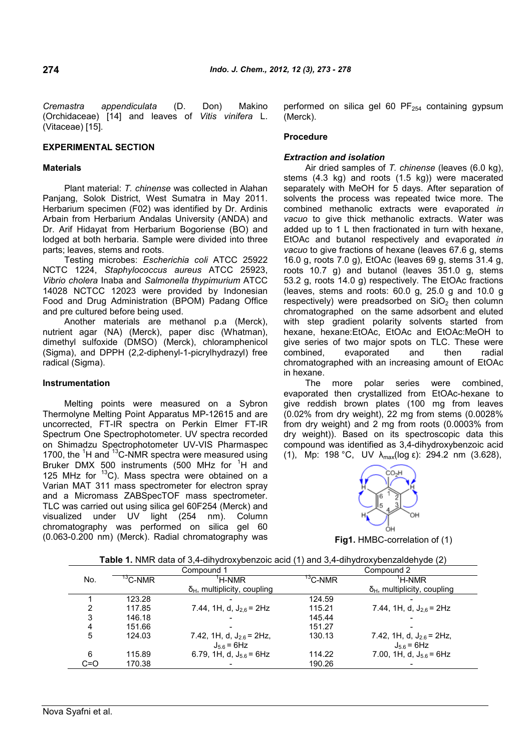*Cremastra appendiculata* (D. Don) Makino (Orchidaceae) [14] and leaves of *Vitis vinifera* L. (Vitaceae) [15].

## EXPERIMENTAL SECTION

### Materials

Plant material: *T. chinense* was collected in Alahan Panjang, Solok District, West Sumatra in May 2011. Herbarium specimen (F02) was identified by Dr. Ardinis Arbain from Herbarium Andalas University (ANDA) and Dr. Arif Hidayat from Herbarium Bogoriense (BO) and lodged at both herbaria. Sample were divided into three parts; leaves, stems and roots.

Testing microbes: *Escherichia coli* ATCC 25922 NCTC 1224, *Staphylococcus aureus* ATCC 25923, *Vibrio cholera* Inaba and *Salmonella thypimurium* ATCC 14028 NCTCC 12023 were provided by Indonesian Food and Drug Administration (BPOM) Padang Office and pre cultured before being used.

Another materials are methanol p.a (Merck), nutrient agar (NA) (Merck), paper disc (Whatman), dimethyl sulfoxide (DMSO) (Merck), chloramphenicol (Sigma), and DPPH (2,2-diphenyl-1-picrylhydrazyl) free radical (Sigma).

### Instrumentation

Melting points were measured on a Sybron Thermolyne Melting Point Apparatus MP-12615 and are uncorrected, FT-IR spectra on Perkin Elmer FT-IR Spectrum One Spectrophotometer. UV spectra recorded on Shimadzu Spectrophotometer UV-VIS Pharmaspec 1700, the $^{1}$H and $^{13}$C-NMR spectra were measured using Bruker DMX 500 instruments (500 MHz for $^{1}$H and 125 MHz for $^{13}$C). Mass spectra were obtained on a Varian MAT 311 mass spectrometer for electron spray and a Micromass ZABSpecTOF mass spectrometer. TLC was carried out using silica gel 60F254 (Merck) and visualized under UV light (254 nm). Column chromatography was performed on silica gel 60 (0.063-0.200 nm) (Merck). Radial chromatography was performed on silica gel 60 $PF_{254}$ containing gypsum (Merck).

### Procedure

#### *Extraction and isolation*

Air dried samples of *T. chinense* (leaves (6.0 kg), stems (4.3 kg) and roots (1.5 kg)) were macerated separately with MeOH for 5 days. After separation of solvents the process was repeated twice more. The combined methanolic extracts were evaporated *in vacuo* to give thick methanolic extracts. Water was added up to 1 L then fractionated in turn with hexane, EtOAc and butanol respectively and evaporated *in vacuo* to give fractions of hexane (leaves 67.6 g, stems 16.0 g, roots 7.0 g), EtOAc (leaves 69 g, stems 31.4 g, roots 10.7 g) and butanol (leaves 351.0 g, stems 53.2 g, roots 14.0 g) respectively. The EtOAc fractions (leaves, stems and roots: 60.0 g, 25.0 g and 10.0 g respectively) were preadsorbed on $SiO_2$ then column chromatographed on the same adsorbent and eluted with step gradient polarity solvents started from hexane, hexane:EtOAc, EtOAc and EtOAc:MeOH to give series of two major spots on TLC. These were combined, evaporated and then radial chromatographed with an increasing amount of EtOAc in hexane.

The more polar series were combined, evaporated then crystallized from EtOAc-hexane to give reddish brown plates (100 mg from leaves (0.02% from dry weight), 22 mg from stems (0.0028% from dry weight) and 2 mg from roots (0.0003% from dry weight)). Based on its spectroscopic data this compound was identified as 3,4-dihydroxybenzoic acid (1), Mp: 198 °C, UV $\lambda_{max}$(log ε): 294.2 nm (3.628),

**Fig1.** HMBC-correlation of (1)

**Table 1.** NMR data of 3,4-dihydroxybenzoic acid (1) and 3,4-dihydroxybenzaldehyde (2)

| No. | Compound 1 | | Compound 2 | |
|---|---|---|---|---|
| | $^{13}$C-NMR | $^{1}$H-NMR $\delta_H$, multiplicity, coupling | $^{13}$C-NMR | $^{1}$H-NMR $\delta_H$, multiplicity, coupling |
| 1 | 123.28 | - | 124.59 | - |
| 2 | 117.85 | 7.44, 1H, d, $J_{2,6}$ = 2Hz | 115.21 | 7.44, 1H, d, $J_{2,6}$ = 2Hz |
| 3 | 146.18 | - | 145.44 | - |
| 4 | 151.66 | - | 151.27 | - |
| 5 | 124.03 | 7.42, 1H, d, $J_{2,6}$ = 2Hz, $J_{5,6}$ = 6Hz | 130.13 | 7.42, 1H, d, $J_{2,6}$ = 2Hz, $J_{5,6}$ = 6Hz |
| 6 | 115.89 | 6.79, 1H, d, $J_{5,6}$ = 6Hz | 114.22 | 7.00, 1H, d, $J_{5,6}$ = 6Hz |
| C=O | 170.38 | - | 190.26 | - |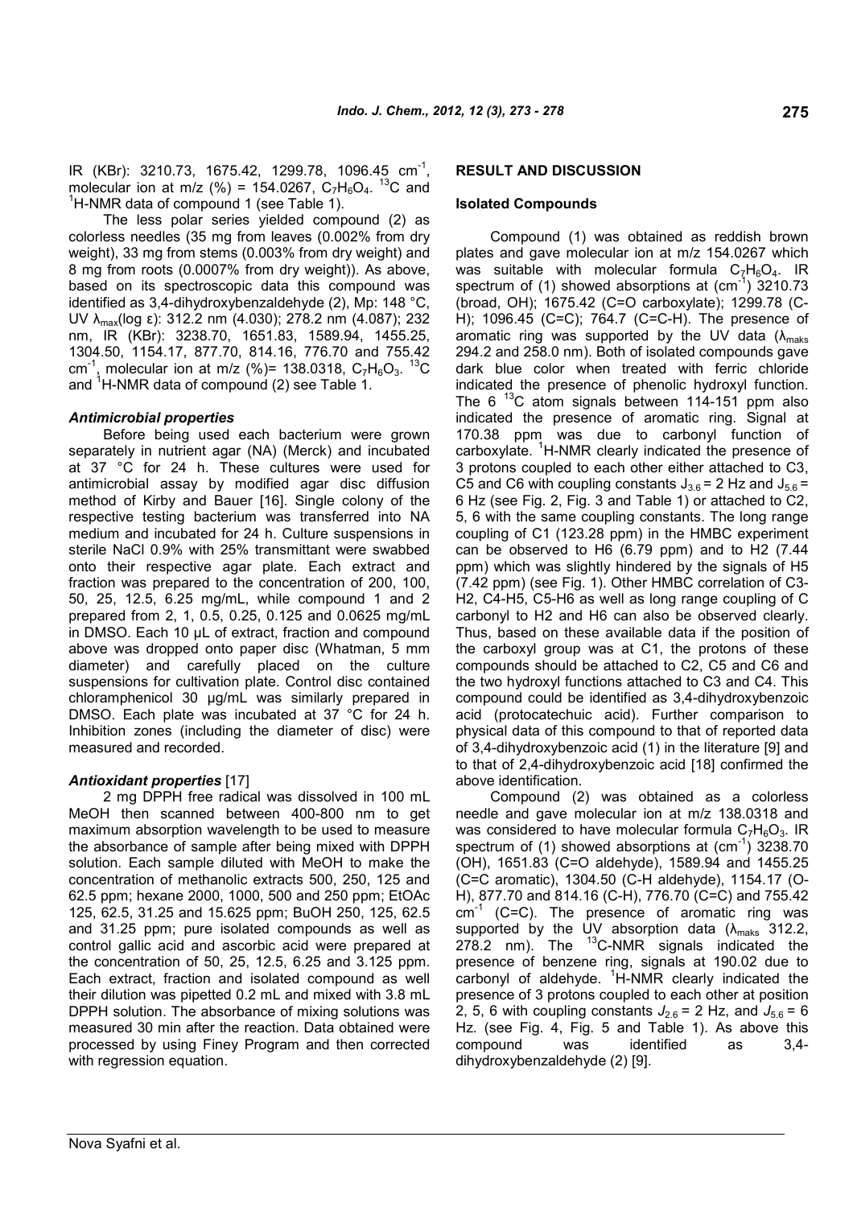IR (KBr): 3210.73, 1675.42, 1299.78, 1096.45 cm$^{-1}$, molecular ion at m/z (%) = 154.0267, $C_7H_6O_4$. $^{13}C$ and $^1H$-NMR data of compound 1 (see Table 1).

The less polar series yielded compound (2) as colorless needles (35 mg from leaves (0.002% from dry weight), 33 mg from stems (0.003% from dry weight) and 8 mg from roots (0.0007% from dry weight)). As above, based on its spectroscopic data this compound was identified as 3,4-dihydroxybenzaldehyde (2), Mp: 148 °C, UV $\lambda_{max}$(log ε): 312.2 nm (4.030); 278.2 nm (4.087); 232 nm, IR (KBr): 3238.70, 1651.83, 1589.94, 1455.25, 1304.50, 1154.17, 877.70, 814.16, 776.70 and 755.42 cm$^{-1}$, molecular ion at m/z (%)= 138.0318, $C_7H_6O_3$. $^{13}C$ and $^1H$-NMR data of compound (2) see Table 1.

### *Antimicrobial properties*

Before being used each bacterium were grown separately in nutrient agar (NA) (Merck) and incubated at 37 °C for 24 h. These cultures were used for antimicrobial assay by modified agar disc diffusion method of Kirby and Bauer [16]. Single colony of the respective testing bacterium was transferred into NA medium and incubated for 24 h. Culture suspensions in sterile NaCl 0.9% with 25% transmittant were swabbed onto their respective agar plate. Each extract and fraction was prepared to the concentration of 200, 100, 50, 25, 12.5, 6.25 mg/mL, while compound 1 and 2 prepared from 2, 1, 0.5, 0.25, 0.125 and 0.0625 mg/mL in DMSO. Each 10 µL of extract, fraction and compound above was dropped onto paper disc (Whatman, 5 mm diameter) and carefully placed on the culture suspensions for cultivation plate. Control disc contained chloramphenicol 30 µg/mL was similarly prepared in DMSO. Each plate was incubated at 37 °C for 24 h. Inhibition zones (including the diameter of disc) were measured and recorded.

### *Antioxidant properties* [17]

2 mg DPPH free radical was dissolved in 100 mL MeOH then scanned between 400-800 nm to get maximum absorption wavelength to be used to measure the absorbance of sample after being mixed with DPPH solution. Each sample diluted with MeOH to make the concentration of methanolic extracts 500, 250, 125 and 62.5 ppm; hexane 2000, 1000, 500 and 250 ppm; EtOAc 125, 62.5, 31.25 and 15.625 ppm; BuOH 250, 125, 62.5 and 31.25 ppm; pure isolated compounds as well as control gallic acid and ascorbic acid were prepared at the concentration of 50, 25, 12.5, 6.25 and 3.125 ppm. Each extract, fraction and isolated compound as well their dilution was pipetted 0.2 mL and mixed with 3.8 mL DPPH solution. The absorbance of mixing solutions was measured 30 min after the reaction. Data obtained were processed by using Finey Program and then corrected with regression equation.

## RESULT AND DISCUSSION

### Isolated Compounds

Compound (1) was obtained as reddish brown plates and gave molecular ion at m/z 154.0267 which was suitable with molecular formula $C_7H_6O_4$. IR spectrum of (1) showed absorptions at (cm$^{-1}$) 3210.73 (broad, OH); 1675.42 (C=O carboxylate); 1299.78 (C-H); 1096.45 (C=C); 764.7 (C=C-H). The presence of aromatic ring was supported by the UV data ($\lambda_{maks}$ 294.2 and 258.0 nm). Both of isolated compounds gave dark blue color when treated with ferric chloride indicated the presence of phenolic hydroxyl function. The 6 $^{13}C$ atom signals between 114-151 ppm also indicated the presence of aromatic ring. Signal at 170.38 ppm was due to carbonyl function of carboxylate. $^1H$-NMR clearly indicated the presence of 3 protons coupled to each other either attached to C3, C5 and C6 with coupling constants $J_{3.6}$ = 2 Hz and $J_{5.6}$ = 6 Hz (see Fig. 2, Fig. 3 and Table 1) or attached to C2, 5, 6 with the same coupling constants. The long range coupling of C1 (123.28 ppm) in the HMBC experiment can be observed to H6 (6.79 ppm) and to H2 (7.44 ppm) which was slightly hindered by the signals of H5 (7.42 ppm) (see Fig. 1). Other HMBC correlation of C3-H2, C4-H5, C5-H6 as well as long range coupling of C carbonyl to H2 and H6 can also be observed clearly. Thus, based on these available data if the position of the carboxyl group was at C1, the protons of these compounds should be attached to C2, C5 and C6 and the two hydroxyl functions attached to C3 and C4. This compound could be identified as 3,4-dihydroxybenzoic acid (protocatechuic acid). Further comparison to physical data of this compound to that of reported data of 3,4-dihydroxybenzoic acid (1) in the literature [9] and to that of 2,4-dihydroxybenzoic acid [18] confirmed the above identification.

Compound (2) was obtained as a colorless needle and gave molecular ion at m/z 138.0318 and was considered to have molecular formula $C_7H_6O_3$. IR spectrum of (1) showed absorptions at (cm$^{-1}$) 3238.70 (OH), 1651.83 (C=O aldehyde), 1589.94 and 1455.25 (C=C aromatic), 1304.50 (C-H aldehyde), 1154.17 (O-H), 877.70 and 814.16 (C-H), 776.70 (C=C) and 755.42 cm$^{-1}$ (C=C). The presence of aromatic ring was supported by the UV absorption data ($\lambda_{maks}$ 312.2, 278.2 nm). The $^{13}C$-NMR signals indicated the presence of benzene ring, signals at 190.02 due to carbonyl of aldehyde. $^1H$-NMR clearly indicated the presence of 3 protons coupled to each other at position 2, 5, 6 with coupling constants $J_{2.6}$ = 2 Hz, and $J_{5.6}$ = 6 Hz. (see Fig. 4, Fig. 5 and Table 1). As above this compound was identified as 3,4-dihydroxybenzaldehyde (2) [9].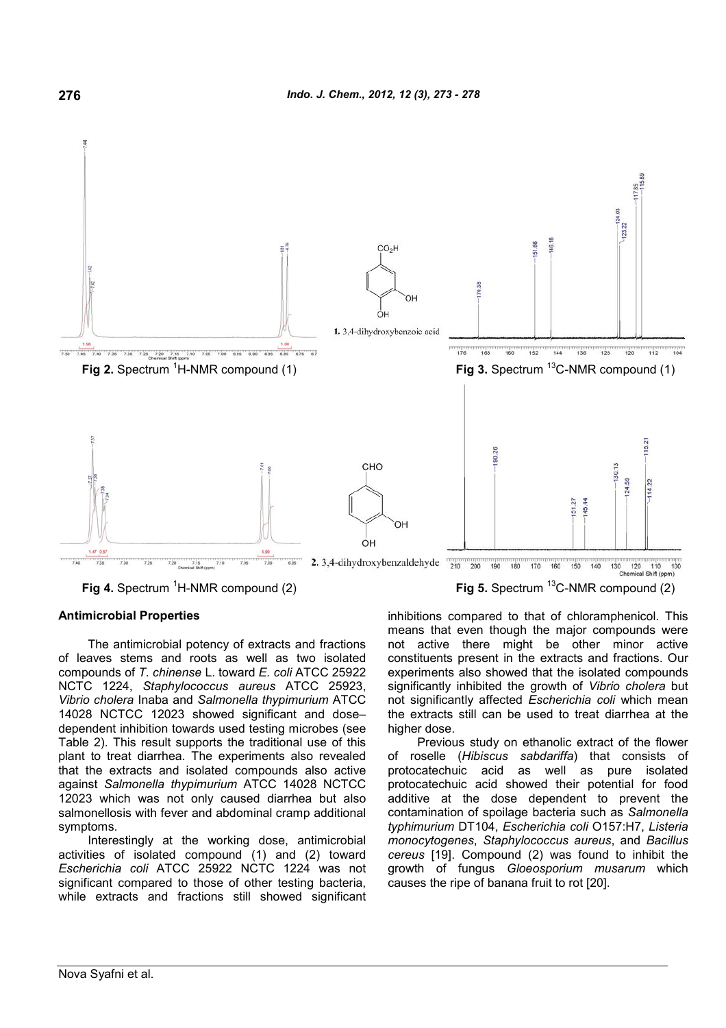Fig 2. Spectrum $^{1}$H-NMR compound (1)

**1.** 3,4-dihydroxybenzoic acid

Fig 3. Spectrum $^{13}$C-NMR compound (1)

Fig 4. Spectrum $^{1}$H-NMR compound (2)

**2.** 3,4-dihydroxybenzaldehyde

Fig 5. Spectrum $^{13}$C-NMR compound (2)

## Antimicrobial Properties

The antimicrobial potency of extracts and fractions of leaves stems and roots as well as two isolated compounds of *T. chinense* L. toward *E. coli* ATCC 25922 NCTC 1224, *Staphylococcus aureus* ATCC 25923, *Vibrio cholera* Inaba and *Salmonella thypimurium* ATCC 14028 NCTCC 12023 showed significant and dose–dependent inhibition towards used testing microbes (see Table 2). This result supports the traditional use of this plant to treat diarrhea. The experiments also revealed that the extracts and isolated compounds also active against *Salmonella thypimurium* ATCC 14028 NCTCC 12023 which was not only caused diarrhea but also salmonellosis with fever and abdominal cramp additional symptoms.

Interestingly at the working dose, antimicrobial activities of isolated compound (1) and (2) toward *Escherichia coli* ATCC 25922 NCTC 1224 was not significant compared to those of other testing bacteria, while extracts and fractions still showed significant inhibitions compared to that of chloramphenicol. This means that even though the major compounds were not active there might be other minor active constituents present in the extracts and fractions. Our experiments also showed that the isolated compounds significantly inhibited the growth of *Vibrio cholera* but not significantly affected *Escherichia coli* which mean the extracts still can be used to treat diarrhea at the higher dose.

Previous study on ethanolic extract of the flower of roselle (*Hibiscus sabdariffa*) that consists of protocatechuic acid as well as pure isolated protocatechuic acid showed their potential for food additive at the dose dependent to prevent the contamination of spoilage bacteria such as *Salmonella typhimurium* DT104, *Escherichia coli* O157:H7, *Listeria monocytogenes*, *Staphylococcus aureus*, and *Bacillus cereus* [19]. Compound (2) was found to inhibit the growth of fungus *Gloeosporium musarum* which causes the ripe of banana fruit to rot [20].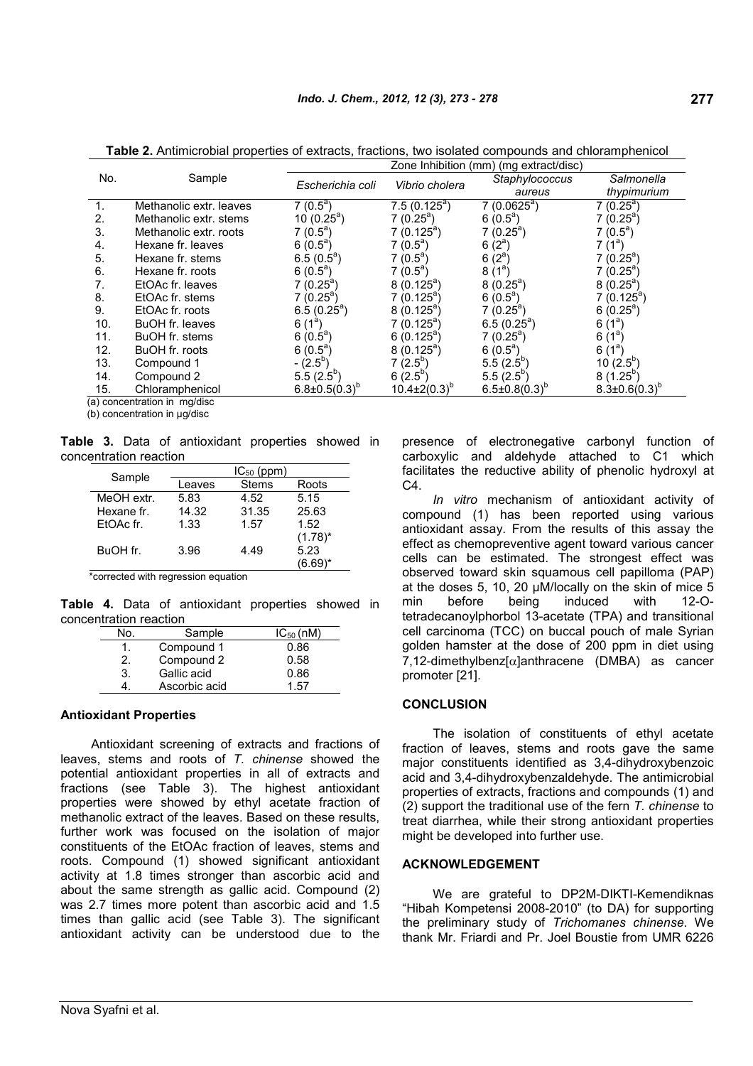**Table 2.** Antimicrobial properties of extracts, fractions, two isolated compounds and chloramphenicol

| No. | Sample | Zone Inhibition (mm) (mg extract/disc) | | | |
|---|---|---|---|---|---|
| | | *Escherichia coli* | *Vibrio cholera* | *Staphylococcus aureus* | *Salmonella thypimurium* |
| 1. | Methanolic extr. leaves | 7 (0.5[a]) | 7.5 (0.125[a]) | 7 (0.0625[a]) | 7 (0.25[a]) |
| 2. | Methanolic extr. stems | 10 (0.25[a]) | 7 (0.25[a]) | 6 (0.5[a]) | 7 (0.25[a]) |
| 3. | Methanolic extr. roots | 7 (0.5[a]) | 7 (0.125[a]) | 7 (0.25[a]) | 7 (0.5[a]) |
| 4. | Hexane fr. leaves | 6 (0.5[a]) | 7 (0.5[a]) | 6 (2[a]) | 7 (1[a]) |
| 5. | Hexane fr. stems | 6.5 (0.5[a]) | 7 (0.5[a]) | 6 (2[a]) | 7 (0.25[a]) |
| 6. | Hexane fr. roots | 6 (0.5[a]) | 7 (0.5[a]) | 8 (1[a]) | 7 (0.25[a]) |
| 7. | EtOAc fr. leaves | 7 (0.25[a]) | 8 (0.125[a]) | 8 (0.25[a]) | 8 (0.25[a]) |
| 8. | EtOAc fr. stems | 7 (0.25[a]) | 7 (0.125[a]) | 6 (0.5[a]) | 7 (0.125[a]) |
| 9. | EtOAc fr. roots | 6.5 (0.25[a]) | 8 (0.125[a]) | 7 (0.25[a]) | 6 (0.25[a]) |
| 10. | BuOH fr. leaves | 6 (1[a]) | 7 (0.125[a]) | 6.5 (0.25[a]) | 6 (1[a]) |
| 11. | BuOH fr. stems | 6 (0.5[a]) | 6 (0.125[a]) | 7 (0.25[a]) | 6 (1[a]) |
| 12. | BuOH fr. roots | 6 (0.5[a]) | 8 (0.125[a]) | 6 (0.5[a]) | 6 (1[a]) |
| 13. | Compound 1 | - (2.5[b]) | 7 (2.5[b]) | 5.5 (2.5[b]) | 10 (2.5[b]) |
| 14. | Compound 2 | 5.5 (2.5[b]) | 6 (2.5[b]) | 5.5 (2.5[b]) | 8 (1.25[b]) |
| 15. | Chloramphenicol | 6.8±0.5(0.3)[b] | 10.4±2(0.3)[b] | 6.5±0.8(0.3)[b] | 8.3±0.6(0.3)[b] |

(a) concentration in mg/disc
(b) concentration in μg/disc

**Table 3.** Data of antioxidant properties showed in concentration reaction

| Sample | $IC_{50}$ (ppm) | | |
|---|---|---|---|
| | Leaves | Stems | Roots |
| MeOH extr. | 5.83 | 4.52 | 5.15 |
| Hexane fr. | 14.32 | 31.35 | 25.63 |
| EtOAc fr. | 1.33 | 1.57 | 1.52 (1.78)* |
| BuOH fr. | 3.96 | 4.49 | 5.23 (6.69)* |

*corrected with regression equation

**Table 4.** Data of antioxidant properties showed in concentration reaction

| No. | Sample | $IC_{50}$ (nM) |
|---|---|---|
| 1. | Compound 1 | 0.86 |
| 2. | Compound 2 | 0.58 |
| 3. | Gallic acid | 0.86 |
| 4. | Ascorbic acid | 1.57 |

### Antioxidant Properties

Antioxidant screening of extracts and fractions of leaves, stems and roots of *T. chinense* showed the potential antioxidant properties in all of extracts and fractions (see Table 3). The highest antioxidant properties were showed by ethyl acetate fraction of methanolic extract of the leaves. Based on these results, further work was focused on the isolation of major constituents of the EtOAc fraction of leaves, stems and roots. Compound (1) showed significant antioxidant activity at 1.8 times stronger than ascorbic acid and about the same strength as gallic acid. Compound (2) was 2.7 times more potent than ascorbic acid and 1.5 times than gallic acid (see Table 3). The significant antioxidant activity can be understood due to the presence of electronegative carbonyl function of carboxylic and aldehyde attached to C1 which facilitates the reductive ability of phenolic hydroxyl at C4.

*In vitro* mechanism of antioxidant activity of compound (1) has been reported using various antioxidant assay. From the results of this assay the effect as chemopreventive agent toward various cancer cells can be estimated. The strongest effect was observed toward skin squamous cell papilloma (PAP) at the doses 5, 10, 20 μM/locally on the skin of mice 5 min before being induced with 12-O-tetradecanoylphorbol 13-acetate (TPA) and transitional cell carcinoma (TCC) on buccal pouch of male Syrian golden hamster at the dose of 200 ppm in diet using 7,12-dimethylbenz[α]anthracene (DMBA) as cancer promoter [21].

### CONCLUSION

The isolation of constituents of ethyl acetate fraction of leaves, stems and roots gave the same major constituents identified as 3,4-dihydroxybenzoic acid and 3,4-dihydroxybenzaldehyde. The antimicrobial properties of extracts, fractions and compounds (1) and (2) support the traditional use of the fern *T. chinense* to treat diarrhea, while their strong antioxidant properties might be developed into further use.

### ACKNOWLEDGEMENT

We are grateful to DP2M-DIKTI-Kemendiknas "Hibah Kompetensi 2008-2010" (to DA) for supporting the preliminary study of *Trichomanes chinense*. We thank Mr. Friardi and Pr. Joel Boustie from UMR 6226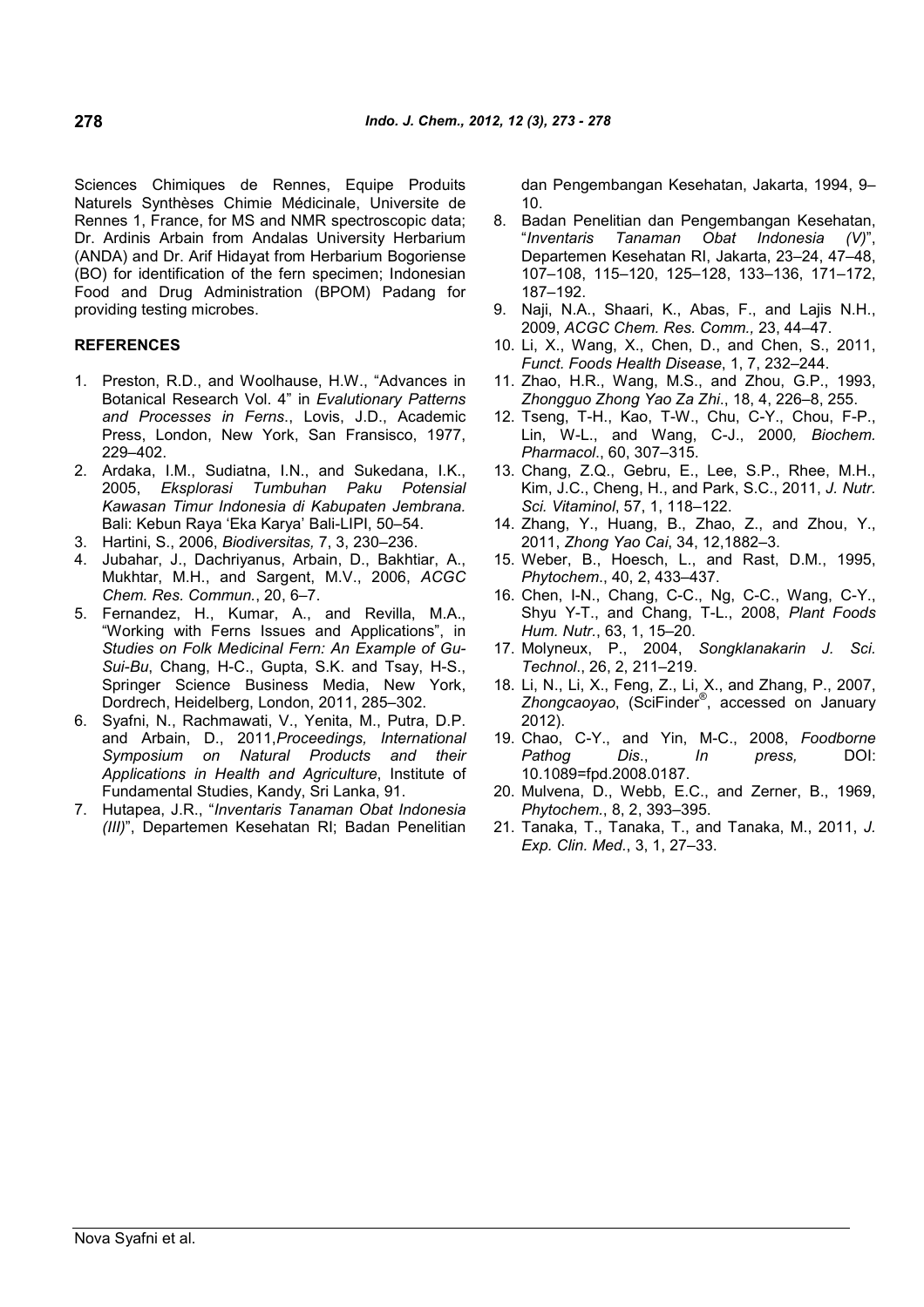Sciences Chimiques de Rennes, Equipe Produits Naturels Synthèses Chimie Médicinale, Universite de Rennes 1, France, for MS and NMR spectroscopic data; Dr. Ardinis Arbain from Andalas University Herbarium (ANDA) and Dr. Arif Hidayat from Herbarium Bogoriense (BO) for identification of the fern specimen; Indonesian Food and Drug Administration (BPOM) Padang for providing testing microbes.

## REFERENCES

1. Preston, R.D., and Woolhause, H.W., "Advances in Botanical Research Vol. 4" in *Evalutionary Patterns and Processes in Ferns.*, Lovis, J.D., Academic Press, London, New York, San Fransisco, 1977, 229–402.
2. Ardaka, I.M., Sudiatna, I.N., and Sukedana, I.K., 2005, *Eksplorasi Tumbuhan Paku Potensial Kawasan Timur Indonesia di Kabupaten Jembrana.* Bali: Kebun Raya 'Eka Karya' Bali-LIPI, 50–54.
3. Hartini, S., 2006, *Biodiversitas,* 7, 3, 230–236.
4. Jubahar, J., Dachriyanus, Arbain, D., Bakhtiar, A., Mukhtar, M.H., and Sargent, M.V., 2006, *ACGC Chem. Res. Commun.*, 20, 6–7.
5. Fernandez, H., Kumar, A., and Revilla, M.A., "Working with Ferns Issues and Applications", in *Studies on Folk Medicinal Fern: An Example of Gu-Sui-Bu*, Chang, H-C., Gupta, S.K. and Tsay, H-S., Springer Science Business Media, New York, Dordrech, Heidelberg, London, 2011, 285–302.
6. Syafni, N., Rachmawati, V., Yenita, M., Putra, D.P. and Arbain, D., 2011,*Proceedings, International Symposium on Natural Products and their Applications in Health and Agriculture*, Institute of Fundamental Studies, Kandy, Sri Lanka, 91.
7. Hutapea, J.R., "*Inventaris Tanaman Obat Indonesia (III)*", Departemen Kesehatan RI; Badan Penelitian dan Pengembangan Kesehatan, Jakarta, 1994, 9–10.
8. Badan Penelitian dan Pengembangan Kesehatan, "*Inventaris Tanaman Obat Indonesia (V)*", Departemen Kesehatan RI, Jakarta, 23–24, 47–48, 107–108, 115–120, 125–128, 133–136, 171–172, 187–192.
9. Naji, N.A., Shaari, K., Abas, F., and Lajis N.H., 2009, *ACGC Chem. Res. Comm.,* 23, 44–47.
10. Li, X., Wang, X., Chen, D., and Chen, S., 2011, *Funct. Foods Health Disease*, 1, 7, 232–244.
11. Zhao, H.R., Wang, M.S., and Zhou, G.P., 1993, *Zhongguo Zhong Yao Za Zhi.*, 18, 4, 226–8, 255.
12. Tseng, T-H., Kao, T-W., Chu, C-Y., Chou, F-P., Lin, W-L., and Wang, C-J., 2000*, Biochem. Pharmacol.*, 60, 307–315.
13. Chang, Z.Q., Gebru, E., Lee, S.P., Rhee, M.H., Kim, J.C., Cheng, H., and Park, S.C., 2011, *J. Nutr. Sci. Vitaminol*, 57, 1, 118–122.
14. Zhang, Y., Huang, B., Zhao, Z., and Zhou, Y., 2011, *Zhong Yao Cai*, 34, 12,1882–3.
15. Weber, B., Hoesch, L., and Rast, D.M., 1995, *Phytochem.*, 40, 2, 433–437.
16. Chen, I-N., Chang, C-C., Ng, C-C., Wang, C-Y., Shyu Y-T., and Chang, T-L., 2008, *Plant Foods Hum. Nutr.*, 63, 1, 15–20.
17. Molyneux, P., 2004, *Songklanakarin J. Sci. Technol.*, 26, 2, 211–219.
18. Li, N., Li, X., Feng, Z., Li, X., and Zhang, P., 2007, *Zhongcaoyao*, (SciFinder®, accessed on January 2012).
19. Chao, C-Y., and Yin, M-C., 2008, *Foodborne Pathog Dis.*, *In press,* DOI: 10.1089=fpd.2008.0187.
20. Mulvena, D., Webb, E.C., and Zerner, B., 1969, *Phytochem.*, 8, 2, 393–395.
21. Tanaka, T., Tanaka, T., and Tanaka, M., 2011, *J. Exp. Clin. Med.*, 3, 1, 27–33.